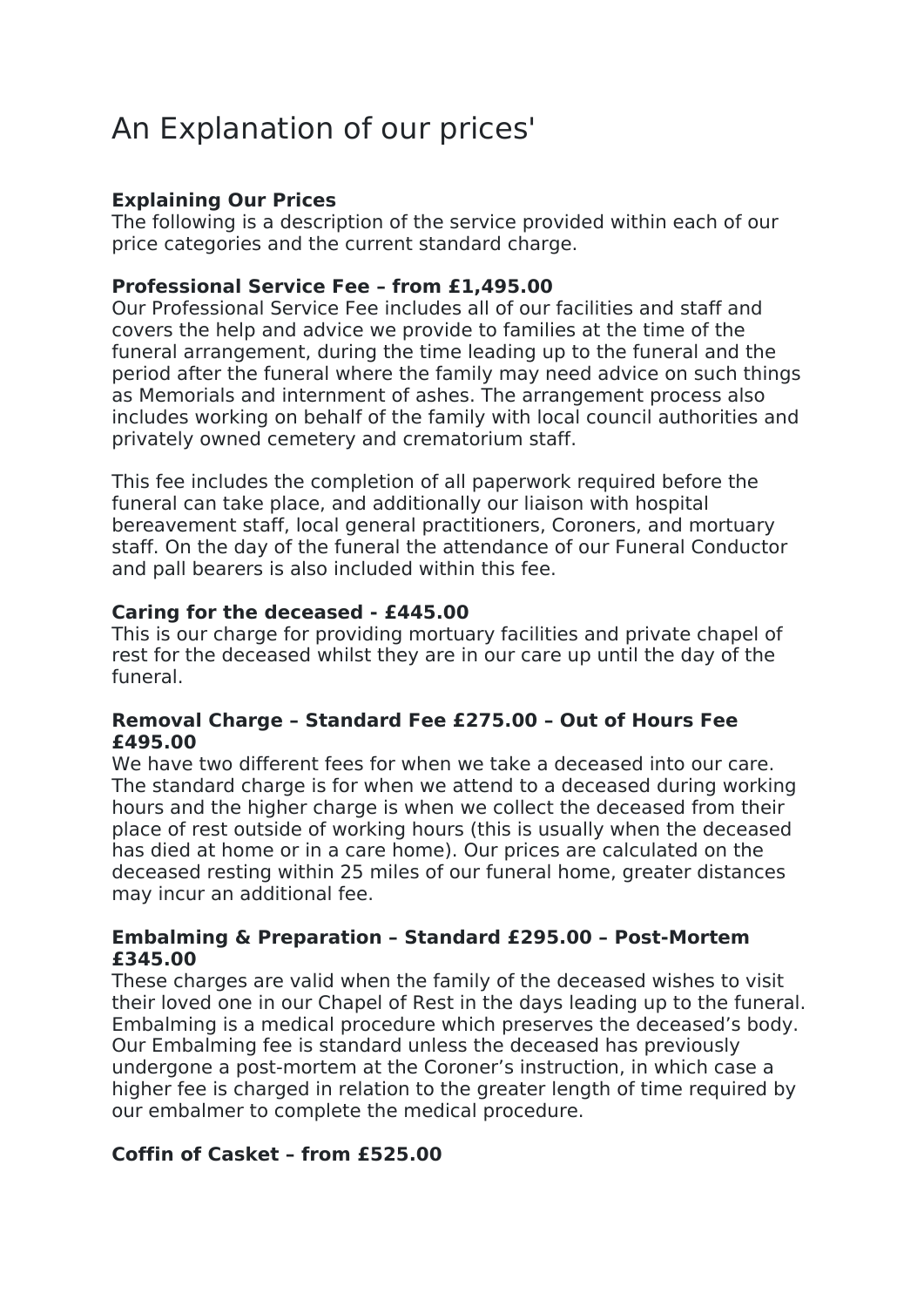# An Explanation of our prices'

**Explaining Our Prices**
The following is a description of the service provided within each of our price categories and the current standard charge.

**Professional Service Fee – from £1,495.00**
Our Professional Service Fee includes all of our facilities and staff and covers the help and advice we provide to families at the time of the funeral arrangement, during the time leading up to the funeral and the period after the funeral where the family may need advice on such things as Memorials and internment of ashes. The arrangement process also includes working on behalf of the family with local council authorities and privately owned cemetery and crematorium staff.

This fee includes the completion of all paperwork required before the funeral can take place, and additionally our liaison with hospital bereavement staff, local general practitioners, Coroners, and mortuary staff. On the day of the funeral the attendance of our Funeral Conductor and pall bearers is also included within this fee.

**Caring for the deceased - £445.00**
This is our charge for providing mortuary facilities and private chapel of rest for the deceased whilst they are in our care up until the day of the funeral.

**Removal Charge – Standard Fee £275.00 – Out of Hours Fee £495.00**
We have two different fees for when we take a deceased into our care. The standard charge is for when we attend to a deceased during working hours and the higher charge is when we collect the deceased from their place of rest outside of working hours (this is usually when the deceased has died at home or in a care home). Our prices are calculated on the deceased resting within 25 miles of our funeral home, greater distances may incur an additional fee.

**Embalming & Preparation – Standard £295.00 – Post-Mortem £345.00**
These charges are valid when the family of the deceased wishes to visit their loved one in our Chapel of Rest in the days leading up to the funeral. Embalming is a medical procedure which preserves the deceased's body. Our Embalming fee is standard unless the deceased has previously undergone a post-mortem at the Coroner's instruction, in which case a higher fee is charged in relation to the greater length of time required by our embalmer to complete the medical procedure.

**Coffin of Casket – from £525.00**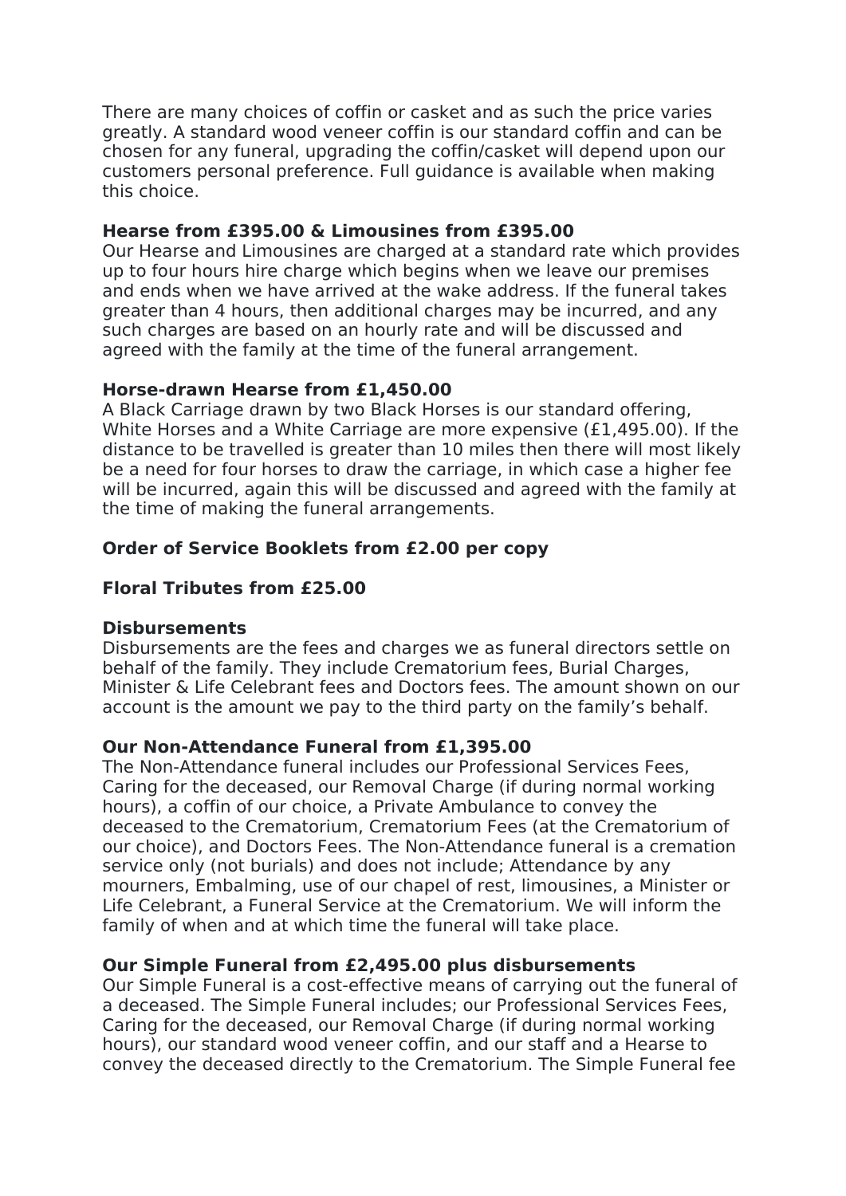There are many choices of coffin or casket and as such the price varies greatly. A standard wood veneer coffin is our standard coffin and can be chosen for any funeral, upgrading the coffin/casket will depend upon our customers personal preference. Full guidance is available when making this choice.

**Hearse from £395.00 & Limousines from £395.00**
Our Hearse and Limousines are charged at a standard rate which provides up to four hours hire charge which begins when we leave our premises and ends when we have arrived at the wake address. If the funeral takes greater than 4 hours, then additional charges may be incurred, and any such charges are based on an hourly rate and will be discussed and agreed with the family at the time of the funeral arrangement.

**Horse-drawn Hearse from £1,450.00**
A Black Carriage drawn by two Black Horses is our standard offering, White Horses and a White Carriage are more expensive (£1,495.00). If the distance to be travelled is greater than 10 miles then there will most likely be a need for four horses to draw the carriage, in which case a higher fee will be incurred, again this will be discussed and agreed with the family at the time of making the funeral arrangements.

**Order of Service Booklets from £2.00 per copy**

**Floral Tributes from £25.00**

**Disbursements**
Disbursements are the fees and charges we as funeral directors settle on behalf of the family. They include Crematorium fees, Burial Charges, Minister & Life Celebrant fees and Doctors fees. The amount shown on our account is the amount we pay to the third party on the family's behalf.

**Our Non-Attendance Funeral from £1,395.00**
The Non-Attendance funeral includes our Professional Services Fees, Caring for the deceased, our Removal Charge (if during normal working hours), a coffin of our choice, a Private Ambulance to convey the deceased to the Crematorium, Crematorium Fees (at the Crematorium of our choice), and Doctors Fees. The Non-Attendance funeral is a cremation service only (not burials) and does not include; Attendance by any mourners, Embalming, use of our chapel of rest, limousines, a Minister or Life Celebrant, a Funeral Service at the Crematorium. We will inform the family of when and at which time the funeral will take place.

**Our Simple Funeral from £2,495.00 plus disbursements**
Our Simple Funeral is a cost-effective means of carrying out the funeral of a deceased. The Simple Funeral includes; our Professional Services Fees, Caring for the deceased, our Removal Charge (if during normal working hours), our standard wood veneer coffin, and our staff and a Hearse to convey the deceased directly to the Crematorium. The Simple Funeral fee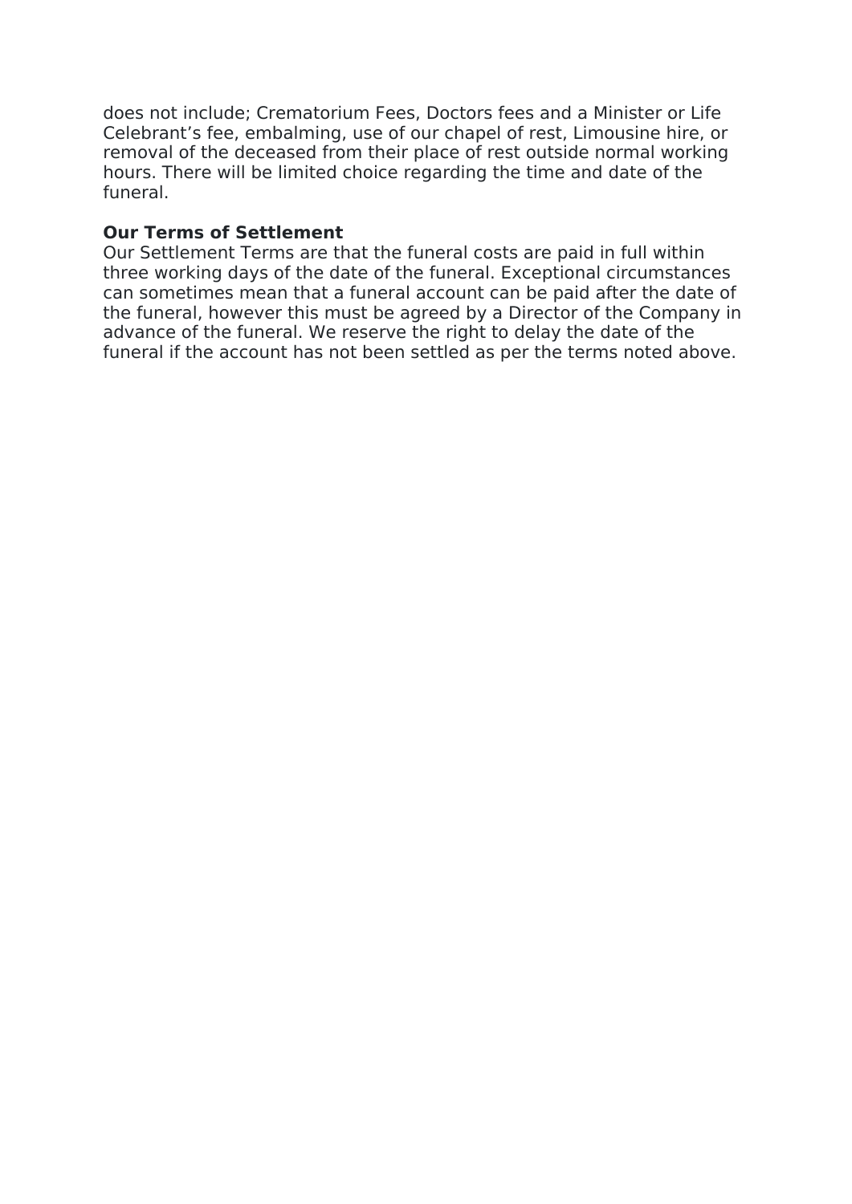does not include; Crematorium Fees, Doctors fees and a Minister or Life Celebrant's fee, embalming, use of our chapel of rest, Limousine hire, or removal of the deceased from their place of rest outside normal working hours. There will be limited choice regarding the time and date of the funeral.

**Our Terms of Settlement**

Our Settlement Terms are that the funeral costs are paid in full within three working days of the date of the funeral. Exceptional circumstances can sometimes mean that a funeral account can be paid after the date of the funeral, however this must be agreed by a Director of the Company in advance of the funeral. We reserve the right to delay the date of the funeral if the account has not been settled as per the terms noted above.